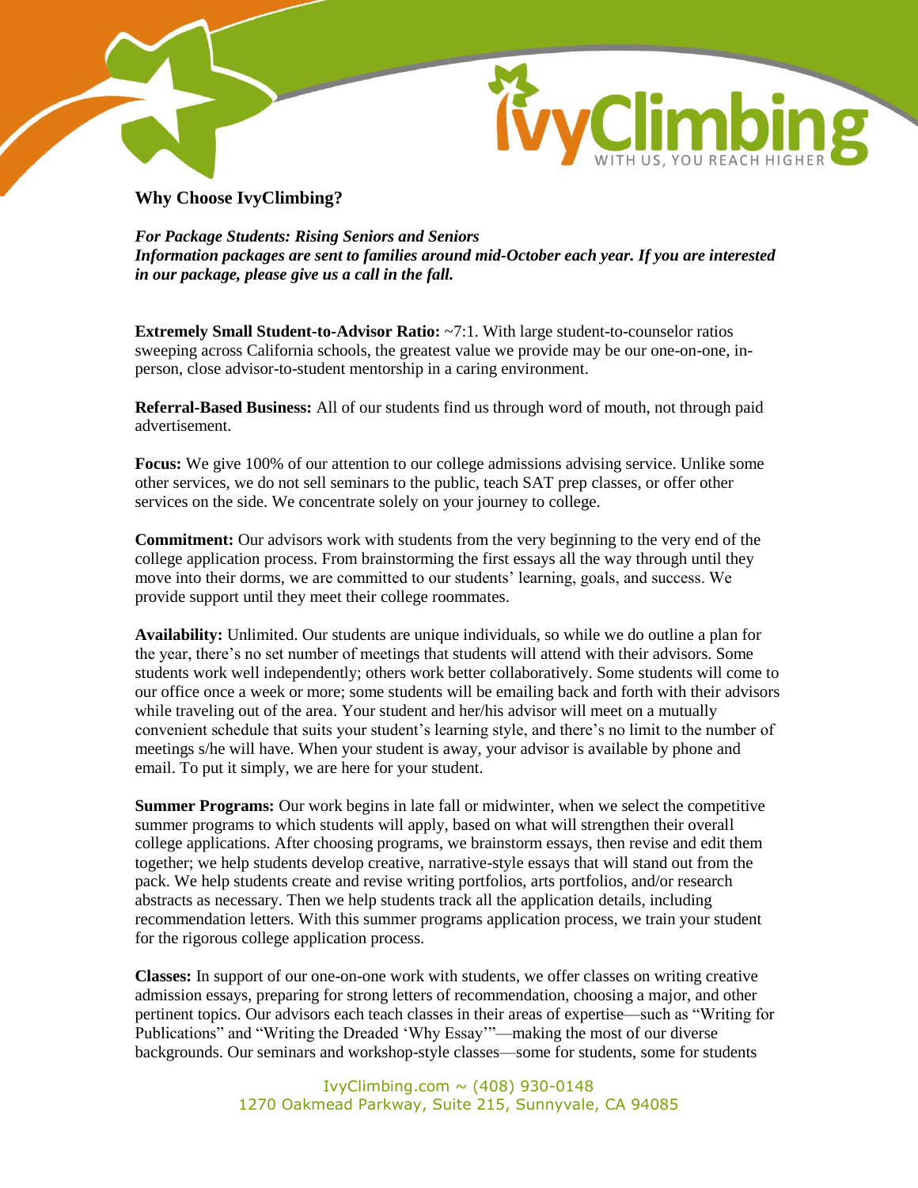# Why Choose IvyClimbing?

***For Package Students: Rising Seniors and Seniors***
***Information packages are sent to families around mid-October each year. If you are interested in our package, please give us a call in the fall.***

**Extremely Small Student-to-Advisor Ratio:** ~7:1. With large student-to-counselor ratios sweeping across California schools, the greatest value we provide may be our one-on-one, in-person, close advisor-to-student mentorship in a caring environment.

**Referral-Based Business:** All of our students find us through word of mouth, not through paid advertisement.

**Focus:** We give 100% of our attention to our college admissions advising service. Unlike some other services, we do not sell seminars to the public, teach SAT prep classes, or offer other services on the side. We concentrate solely on your journey to college.

**Commitment:** Our advisors work with students from the very beginning to the very end of the college application process. From brainstorming the first essays all the way through until they move into their dorms, we are committed to our students' learning, goals, and success. We provide support until they meet their college roommates.

**Availability:** Unlimited. Our students are unique individuals, so while we do outline a plan for the year, there's no set number of meetings that students will attend with their advisors. Some students work well independently; others work better collaboratively. Some students will come to our office once a week or more; some students will be emailing back and forth with their advisors while traveling out of the area. Your student and her/his advisor will meet on a mutually convenient schedule that suits your student's learning style, and there's no limit to the number of meetings s/he will have. When your student is away, your advisor is available by phone and email. To put it simply, we are here for your student.

**Summer Programs:** Our work begins in late fall or midwinter, when we select the competitive summer programs to which students will apply, based on what will strengthen their overall college applications. After choosing programs, we brainstorm essays, then revise and edit them together; we help students develop creative, narrative-style essays that will stand out from the pack. We help students create and revise writing portfolios, arts portfolios, and/or research abstracts as necessary. Then we help students track all the application details, including recommendation letters. With this summer programs application process, we train your student for the rigorous college application process.

**Classes:** In support of our one-on-one work with students, we offer classes on writing creative admission essays, preparing for strong letters of recommendation, choosing a major, and other pertinent topics. Our advisors each teach classes in their areas of expertise—such as "Writing for Publications" and "Writing the Dreaded 'Why Essay'"—making the most of our diverse backgrounds. Our seminars and workshop-style classes—some for students, some for students

IvyClimbing.com ~ (408) 930-0148
1270 Oakmead Parkway, Suite 215, Sunnyvale, CA 94085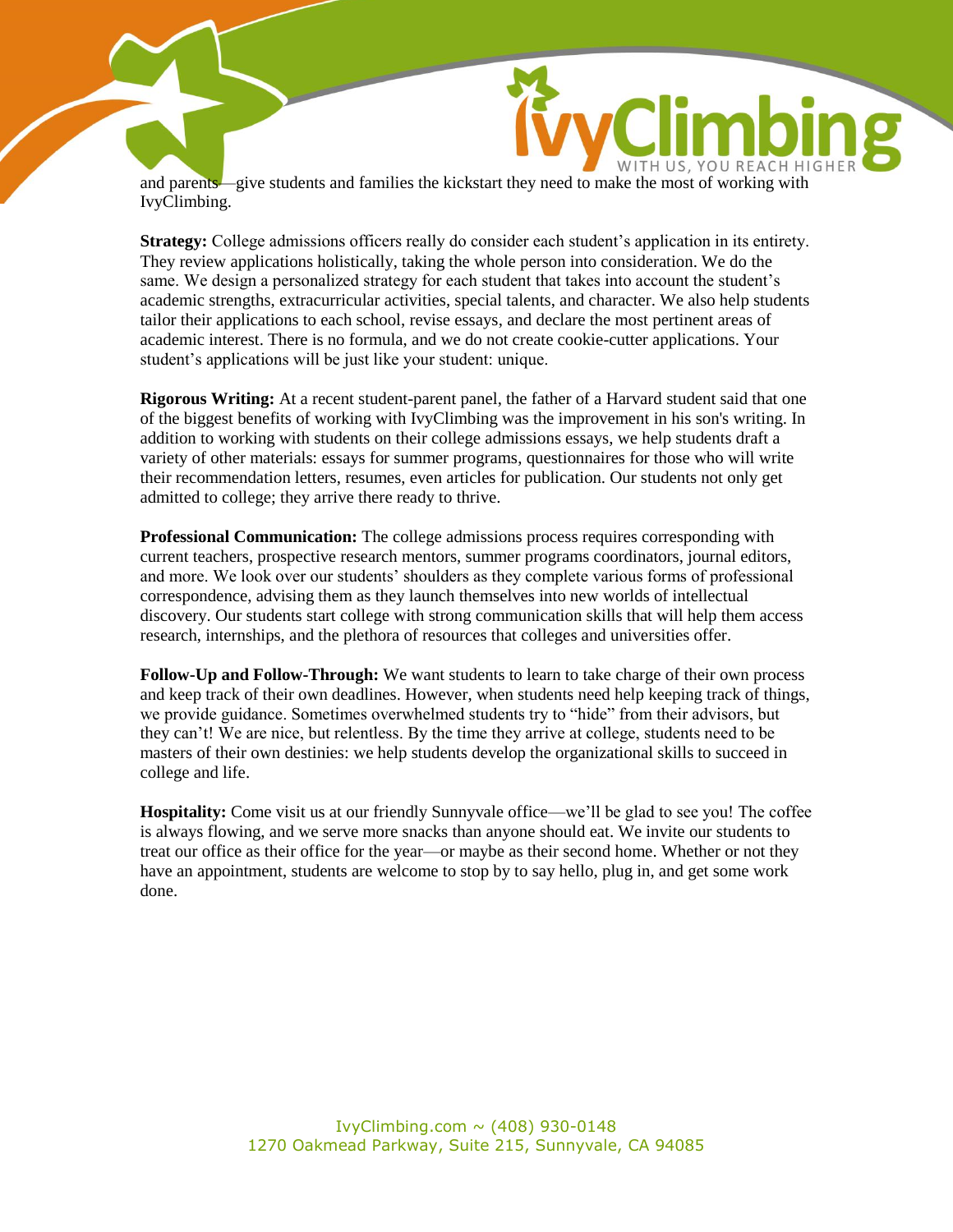and parents—give students and families the kickstart they need to make the most of working with IvyClimbing.

**Strategy:** College admissions officers really do consider each student's application in its entirety. They review applications holistically, taking the whole person into consideration. We do the same. We design a personalized strategy for each student that takes into account the student's academic strengths, extracurricular activities, special talents, and character. We also help students tailor their applications to each school, revise essays, and declare the most pertinent areas of academic interest. There is no formula, and we do not create cookie-cutter applications. Your student's applications will be just like your student: unique.

**Rigorous Writing:** At a recent student-parent panel, the father of a Harvard student said that one of the biggest benefits of working with IvyClimbing was the improvement in his son's writing. In addition to working with students on their college admissions essays, we help students draft a variety of other materials: essays for summer programs, questionnaires for those who will write their recommendation letters, resumes, even articles for publication. Our students not only get admitted to college; they arrive there ready to thrive.

**Professional Communication:** The college admissions process requires corresponding with current teachers, prospective research mentors, summer programs coordinators, journal editors, and more. We look over our students' shoulders as they complete various forms of professional correspondence, advising them as they launch themselves into new worlds of intellectual discovery. Our students start college with strong communication skills that will help them access research, internships, and the plethora of resources that colleges and universities offer.

**Follow-Up and Follow-Through:** We want students to learn to take charge of their own process and keep track of their own deadlines. However, when students need help keeping track of things, we provide guidance. Sometimes overwhelmed students try to "hide" from their advisors, but they can't! We are nice, but relentless. By the time they arrive at college, students need to be masters of their own destinies: we help students develop the organizational skills to succeed in college and life.

**Hospitality:** Come visit us at our friendly Sunnyvale office—we'll be glad to see you! The coffee is always flowing, and we serve more snacks than anyone should eat. We invite our students to treat our office as their office for the year—or maybe as their second home. Whether or not they have an appointment, students are welcome to stop by to say hello, plug in, and get some work done.